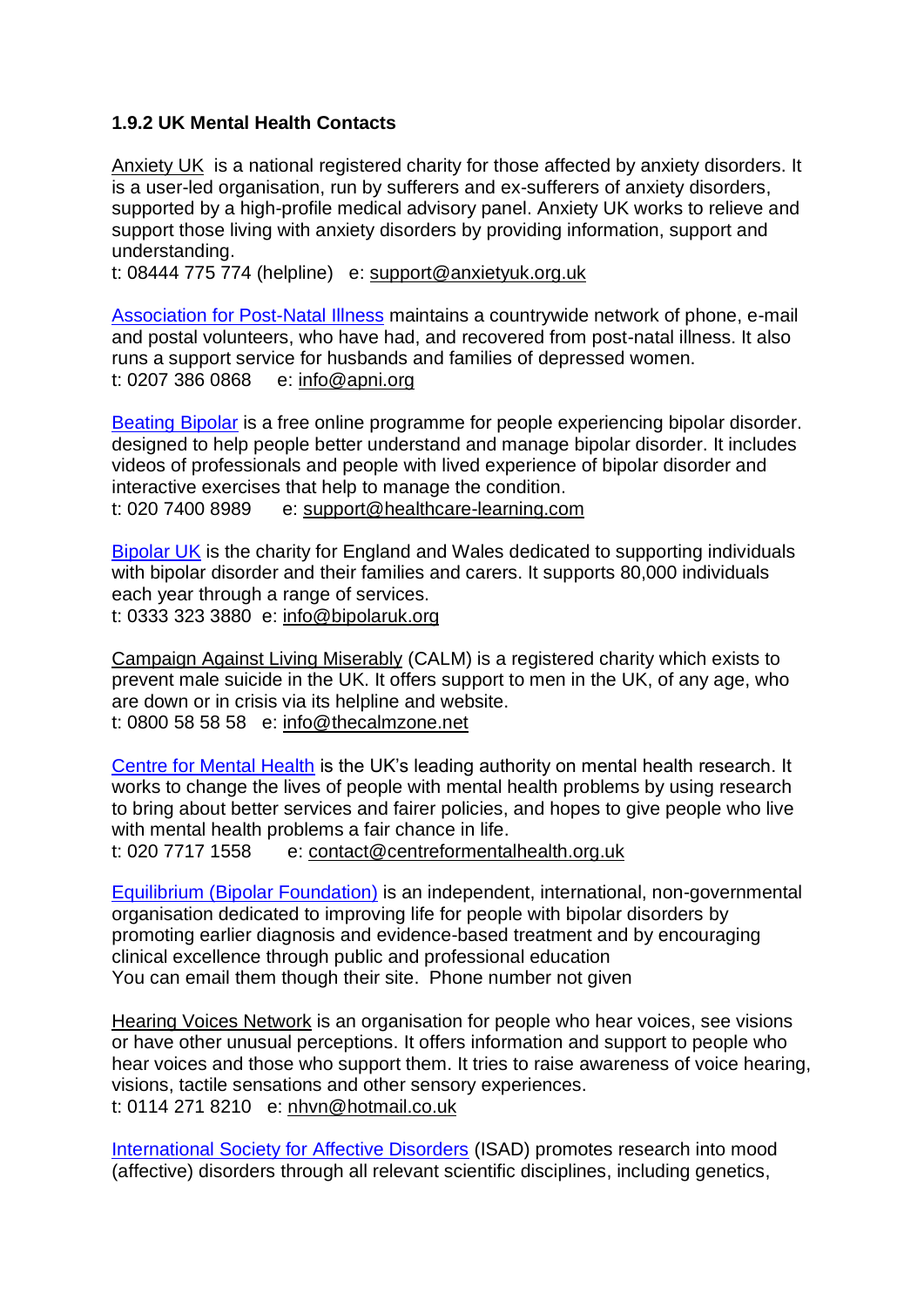### 1.9.2 UK Mental Health Contacts

Anxiety UK is a national registered charity for those affected by anxiety disorders. It is a user-led organisation, run by sufferers and ex-sufferers of anxiety disorders, supported by a high-profile medical advisory panel. Anxiety UK works to relieve and support those living with anxiety disorders by providing information, support and understanding.
t: 08444 775 774 (helpline) e: support@anxietyuk.org.uk

Association for Post-Natal Illness maintains a countrywide network of phone, e-mail and postal volunteers, who have had, and recovered from post-natal illness. It also runs a support service for husbands and families of depressed women.
t: 0207 386 0868 e: info@apni.org

Beating Bipolar is a free online programme for people experiencing bipolar disorder. designed to help people better understand and manage bipolar disorder. It includes videos of professionals and people with lived experience of bipolar disorder and interactive exercises that help to manage the condition.
t: 020 7400 8989 e: support@healthcare-learning.com

Bipolar UK is the charity for England and Wales dedicated to supporting individuals with bipolar disorder and their families and carers. It supports 80,000 individuals each year through a range of services.
t: 0333 323 3880 e: info@bipolaruk.org

Campaign Against Living Miserably (CALM) is a registered charity which exists to prevent male suicide in the UK. It offers support to men in the UK, of any age, who are down or in crisis via its helpline and website.
t: 0800 58 58 58 e: info@thecalmzone.net

Centre for Mental Health is the UK's leading authority on mental health research. It works to change the lives of people with mental health problems by using research to bring about better services and fairer policies, and hopes to give people who live with mental health problems a fair chance in life.
t: 020 7717 1558 e: contact@centreformentalhealth.org.uk

Equilibrium (Bipolar Foundation) is an independent, international, non-governmental organisation dedicated to improving life for people with bipolar disorders by promoting earlier diagnosis and evidence-based treatment and by encouraging clinical excellence through public and professional education
You can email them though their site. Phone number not given

Hearing Voices Network is an organisation for people who hear voices, see visions or have other unusual perceptions. It offers information and support to people who hear voices and those who support them. It tries to raise awareness of voice hearing, visions, tactile sensations and other sensory experiences.
t: 0114 271 8210 e: nhvn@hotmail.co.uk

International Society for Affective Disorders (ISAD) promotes research into mood (affective) disorders through all relevant scientific disciplines, including genetics,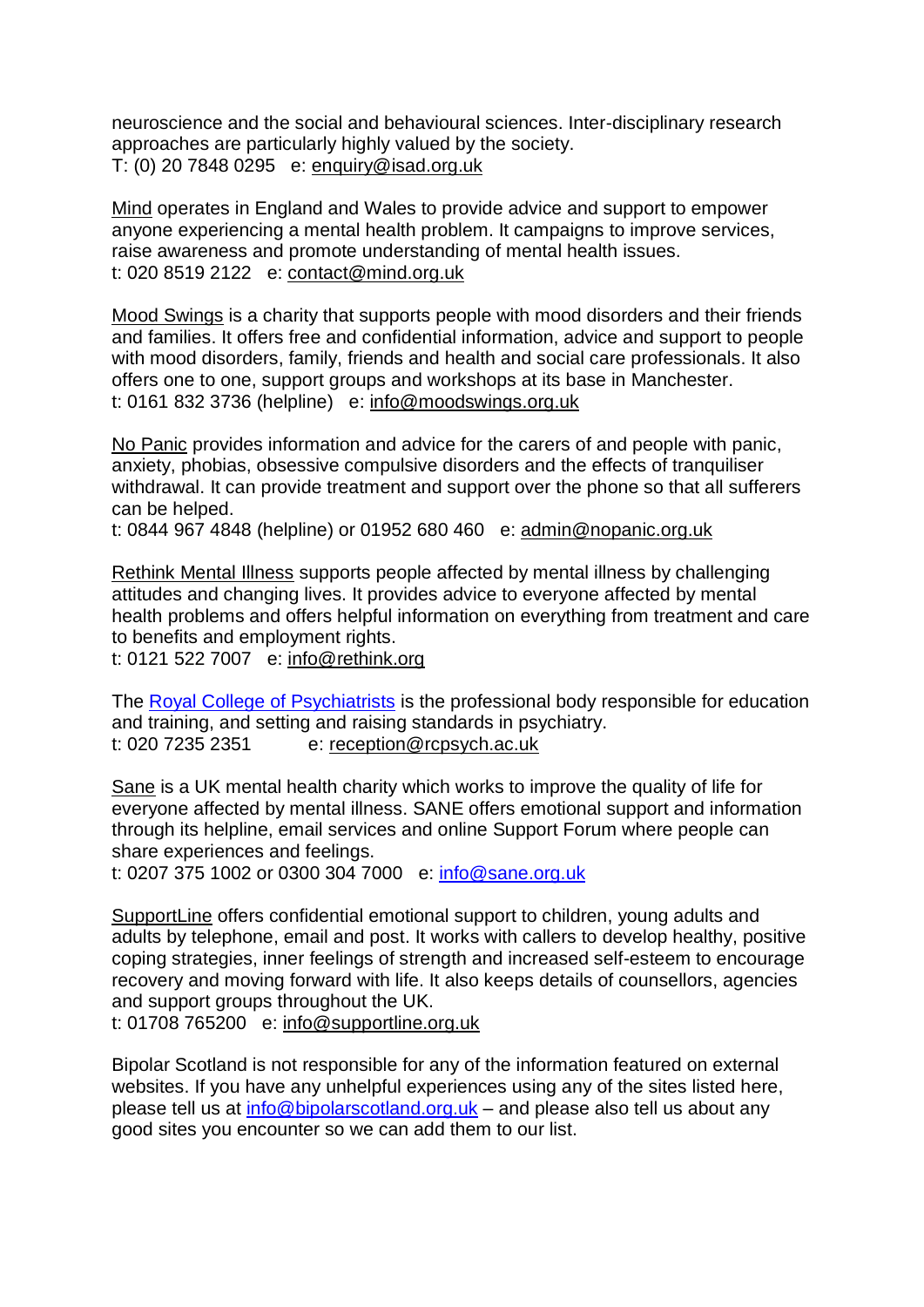neuroscience and the social and behavioural sciences. Inter-disciplinary research approaches are particularly highly valued by the society.
T: (0) 20 7848 0295   e: enquiry@isad.org.uk

Mind operates in England and Wales to provide advice and support to empower anyone experiencing a mental health problem. It campaigns to improve services, raise awareness and promote understanding of mental health issues.
t: 020 8519 2122   e: contact@mind.org.uk

Mood Swings is a charity that supports people with mood disorders and their friends and families. It offers free and confidential information, advice and support to people with mood disorders, family, friends and health and social care professionals. It also offers one to one, support groups and workshops at its base in Manchester.
t: 0161 832 3736 (helpline)   e: info@moodswings.org.uk

No Panic provides information and advice for the carers of and people with panic, anxiety, phobias, obsessive compulsive disorders and the effects of tranquiliser withdrawal. It can provide treatment and support over the phone so that all sufferers can be helped.
t: 0844 967 4848 (helpline) or 01952 680 460   e: admin@nopanic.org.uk

Rethink Mental Illness supports people affected by mental illness by challenging attitudes and changing lives. It provides advice to everyone affected by mental health problems and offers helpful information on everything from treatment and care to benefits and employment rights.
t: 0121 522 7007   e: info@rethink.org

The Royal College of Psychiatrists is the professional body responsible for education and training, and setting and raising standards in psychiatry.
t: 020 7235 2351   e: reception@rcpsych.ac.uk

Sane is a UK mental health charity which works to improve the quality of life for everyone affected by mental illness. SANE offers emotional support and information through its helpline, email services and online Support Forum where people can share experiences and feelings.
t: 0207 375 1002 or 0300 304 7000   e: info@sane.org.uk

SupportLine offers confidential emotional support to children, young adults and adults by telephone, email and post. It works with callers to develop healthy, positive coping strategies, inner feelings of strength and increased self-esteem to encourage recovery and moving forward with life. It also keeps details of counsellors, agencies and support groups throughout the UK.
t: 01708 765200   e: info@supportline.org.uk

Bipolar Scotland is not responsible for any of the information featured on external websites. If you have any unhelpful experiences using any of the sites listed here, please tell us at info@bipolarscotland.org.uk – and please also tell us about any good sites you encounter so we can add them to our list.